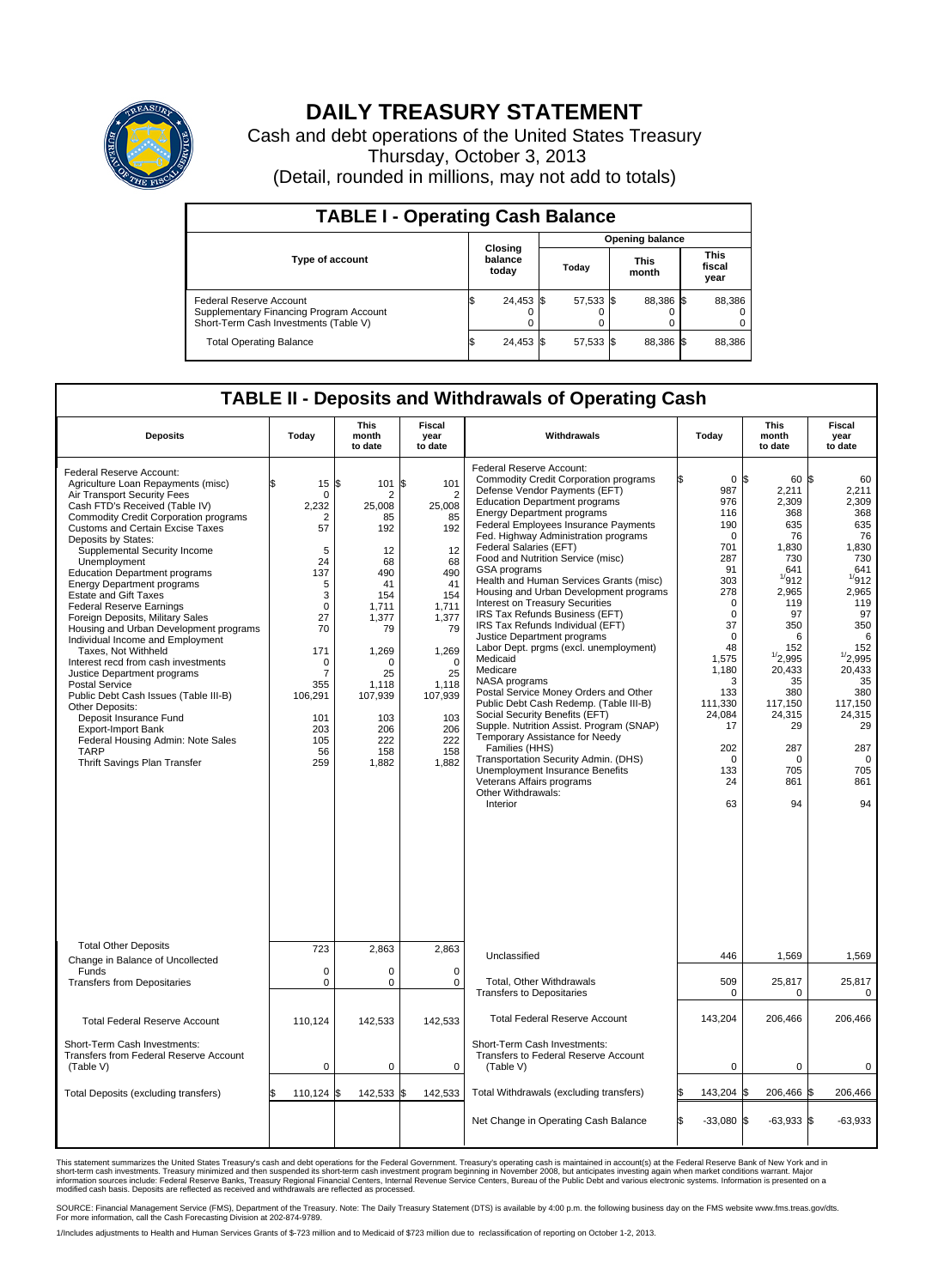# DAILY TREASURY STATEMENT

Cash and debt operations of the United States Treasury

Thursday, October 3, 2013

(Detail, rounded in millions, may not add to totals)

## TABLE I - Operating Cash Balance

| Type of account | Closing balance today | Opening balance Today | Opening balance This month | Opening balance This fiscal year |
|---|---|---|---|---|
| Federal Reserve Account | $ 24,453 | $ 57,533 | $ 88,386 | $ 88,386 |
| Supplementary Financing Program Account | 0 | 0 | 0 | 0 |
| Short-Term Cash Investments (Table V) | 0 | 0 | 0 | 0 |
| Total Operating Balance | $ 24,453 | $ 57,533 | $ 88,386 | $ 88,386 |

## TABLE II - Deposits and Withdrawals of Operating Cash

| Deposits | Today | This month to date | Fiscal year to date | Withdrawals | Today | This month to date | Fiscal year to date |
|---|---|---|---|---|---|---|---|
| Federal Reserve Account: | | | | Federal Reserve Account: | | | |
| Agriculture Loan Repayments (misc) | $ 15 | $ 101 | $ 101 | Commodity Credit Corporation programs | $ 0 | $ 60 | $ 60 |
| Air Transport Security Fees | 0 | 2 | 2 | Defense Vendor Payments (EFT) | 987 | 2,211 | 2,211 |
| Cash FTD's Received (Table IV) | 2,232 | 25,008 | 25,008 | Education Department programs | 976 | 2,309 | 2,309 |
| Commodity Credit Corporation programs | 2 | 85 | 85 | Energy Department programs | 116 | 368 | 368 |
| Customs and Certain Excise Taxes | 57 | 192 | 192 | Federal Employees Insurance Payments | 190 | 635 | 635 |
| Deposits by States: | | | | Fed. Highway Administration programs | 0 | 76 | 76 |
| Supplemental Security Income | 5 | 12 | 12 | Federal Salaries (EFT) | 701 | 1,830 | 1,830 |
| Unemployment | 24 | 68 | 68 | Food and Nutrition Service (misc) | 287 | 730 | 730 |
| Education Department programs | 137 | 490 | 490 | GSA programs | 91 | 641 | 641 |
| Energy Department programs | 5 | 41 | 41 | Health and Human Services Grants (misc) | 303 | [1] 912 | [1] 912 |
| Estate and Gift Taxes | 3 | 154 | 154 | Housing and Urban Development programs | 278 | 2,965 | 2,965 |
| Federal Reserve Earnings | 0 | 1,711 | 1,711 | Interest on Treasury Securities | 0 | 119 | 119 |
| Foreign Deposits, Military Sales | 27 | 1,377 | 1,377 | IRS Tax Refunds Business (EFT) | 0 | 97 | 97 |
| Housing and Urban Development programs | 70 | 79 | 79 | IRS Tax Refunds Individual (EFT) | 37 | 350 | 350 |
| Individual Income and Employment Taxes, Not Withheld | 171 | 1,269 | 1,269 | Justice Department programs | 0 | 6 | 6 |
| Interest recd from cash investments | 0 | 0 | 0 | Labor Dept. prgms (excl. unemployment) | 48 | 152 | 152 |
| Justice Department programs | 7 | 25 | 25 | Medicaid | 1,575 | [1] 2,995 | [1] 2,995 |
| Postal Service | 355 | 1,118 | 1,118 | Medicare | 1,180 | 20,433 | 20,433 |
| Public Debt Cash Issues (Table III-B) | 106,291 | 107,939 | 107,939 | NASA programs | 3 | 35 | 35 |
| Other Deposits: | | | | Postal Service Money Orders and Other | 133 | 380 | 380 |
| Deposit Insurance Fund | 101 | 103 | 103 | Public Debt Cash Redemp. (Table III-B) | 111,330 | 117,150 | 117,150 |
| Export-Import Bank | 203 | 206 | 206 | Social Security Benefits (EFT) | 24,084 | 24,315 | 24,315 |
| Federal Housing Admin: Note Sales | 105 | 222 | 222 | Supple. Nutrition Assist. Program (SNAP) | 17 | 29 | 29 |
| TARP | 56 | 158 | 158 | Temporary Assistance for Needy Families (HHS) | 202 | 287 | 287 |
| Thrift Savings Plan Transfer | 259 | 1,882 | 1,882 | Transportation Security Admin. (DHS) | 0 | 0 | 0 |
| | | | | Unemployment Insurance Benefits | 133 | 705 | 705 |
| | | | | Veterans Affairs programs | 24 | 861 | 861 |
| | | | | Other Withdrawals: | | | |
| | | | | Interior | 63 | 94 | 94 |
| Total Other Deposits | 723 | 2,863 | 2,863 | Unclassified | 446 | 1,569 | 1,569 |
| Change in Balance of Uncollected Funds | 0 | 0 | 0 | | | | |
| Transfers from Depositaries | 0 | 0 | 0 | Total, Other Withdrawals | 509 | 25,817 | 25,817 |
| | | | | Transfers to Depositaries | 0 | 0 | 0 |
| Total Federal Reserve Account | 110,124 | 142,533 | 142,533 | Total Federal Reserve Account | 143,204 | 206,466 | 206,466 |
| Short-Term Cash Investments: Transfers from Federal Reserve Account (Table V) | 0 | 0 | 0 | Short-Term Cash Investments: Transfers to Federal Reserve Account (Table V) | 0 | 0 | 0 |
| Total Deposits (excluding transfers) | $ 110,124 | $ 142,533 | $ 142,533 | Total Withdrawals (excluding transfers) | $ 143,204 | $ 206,466 | $ 206,466 |
| | | | | Net Change in Operating Cash Balance | $ -33,080 | $ -63,933 | $ -63,933 |

This statement summarizes the United States Treasury's cash and debt operations for the Federal Government. Treasury's operating cash is maintained in account(s) at the Federal Reserve Bank of New York and in short-term cash investments. Treasury minimized and then suspended its short-term cash investment program beginning in November 2008, but anticipates investing again when market conditions warrant. Major information sources include: Federal Reserve Banks, Treasury Regional Financial Centers, Internal Revenue Service Centers, Bureau of the Public Debt and various electronic systems. Information is presented on a modified cash basis. Deposits are reflected as received and withdrawals are reflected as processed.

SOURCE: Financial Management Service (FMS), Department of the Treasury. Note: The Daily Treasury Statement (DTS) is available by 4:00 p.m. the following business day on the FMS website www.fms.treas.gov/dts. For more information, call the Cash Forecasting Division at 202-874-9789.

1/Includes adjustments to Health and Human Services Grants of $-723 million and to Medicaid of $723 million due to reclassification of reporting on October 1-2, 2013.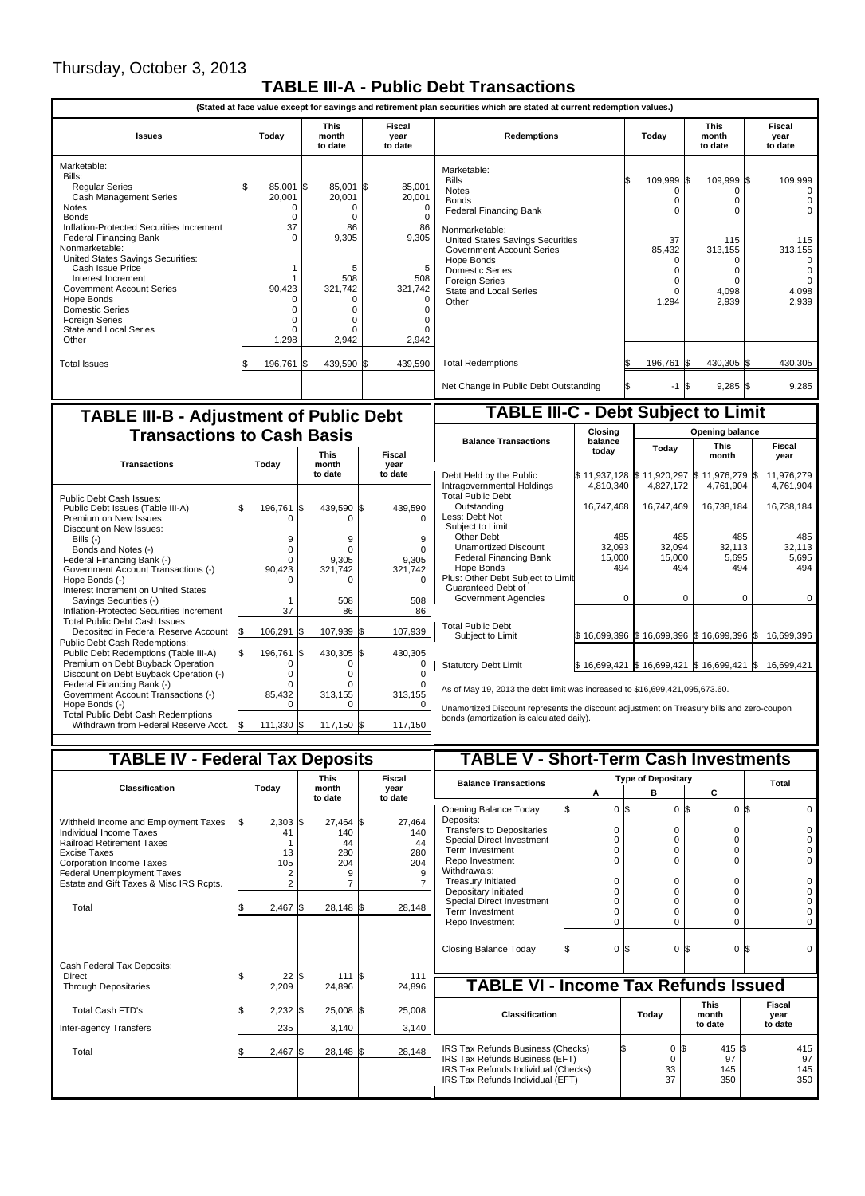Thursday, October 3, 2013

# TABLE III-A - Public Debt Transactions

(Stated at face value except for savings and retirement plan securities which are stated at current redemption values.)

| Issues | Today | This month to date | Fiscal year to date | Redemptions | Today | This month to date | Fiscal year to date |
|---|---|---|---|---|---|---|---|
| Marketable: | | | | Marketable: | | | |
| Bills: | | | | Bills | $ 109,999 | $ 109,999 | $ 109,999 |
| Regular Series | $ 85,001 | $ 85,001 | $ 85,001 | Notes | 0 | 0 | 0 |
| Cash Management Series | 20,001 | 20,001 | 20,001 | Bonds | 0 | 0 | 0 |
| Notes | 0 | 0 | 0 | Federal Financing Bank | 0 | 0 | 0 |
| Bonds | 0 | 0 | 0 | | | | |
| Inflation-Protected Securities Increment | 37 | 86 | 86 | Nonmarketable: | | | |
| Federal Financing Bank | 0 | 9,305 | 9,305 | United States Savings Securities | 37 | 115 | 115 |
| Nonmarketable: | | | | Government Account Series | 85,432 | 313,155 | 313,155 |
| United States Savings Securities: | | | | Hope Bonds | 0 | 0 | 0 |
| Cash Issue Price | 1 | 5 | 5 | Domestic Series | 0 | 0 | 0 |
| Interest Increment | 1 | 508 | 508 | Foreign Series | 0 | 0 | 0 |
| Government Account Series | 90,423 | 321,742 | 321,742 | State and Local Series | 0 | 4,098 | 4,098 |
| Hope Bonds | 0 | 0 | 0 | Other | 1,294 | 2,939 | 2,939 |
| Domestic Series | 0 | 0 | 0 | | | | |
| Foreign Series | 0 | 0 | 0 | | | | |
| State and Local Series | 0 | 0 | 0 | | | | |
| Other | 1,298 | 2,942 | 2,942 | | | | |
| Total Issues | $ 196,761 | $ 439,590 | $ 439,590 | Total Redemptions | $ 196,761 | $ 430,305 | $ 430,305 |
| | | | | Net Change in Public Debt Outstanding | $ -1 | $ 9,285 | $ 9,285 |

# TABLE III-B - Adjustment of Public Debt Transactions to Cash Basis

| Transactions | Today | This month to date | Fiscal year to date |
|---|---|---|---|
| Public Debt Cash Issues: | | | |
| Public Debt Issues (Table III-A) | $ 196,761 | $ 439,590 | $ 439,590 |
| Premium on New Issues | 0 | 0 | 0 |
| Discount on New Issues: | | | |
| Bills (-) | 9 | 9 | 9 |
| Bonds and Notes (-) | 0 | 0 | 0 |
| Federal Financing Bank (-) | 0 | 9,305 | 9,305 |
| Government Account Transactions (-) | 90,423 | 321,742 | 321,742 |
| Hope Bonds (-) | 0 | 0 | 0 |
| Interest Increment on United States Savings Securities (-) | 1 | 508 | 508 |
| Inflation-Protected Securities Increment | 37 | 86 | 86 |
| Total Public Debt Cash Issues Deposited in Federal Reserve Account | $ 106,291 | $ 107,939 | $ 107,939 |
| Public Debt Cash Redemptions: | | | |
| Public Debt Redemptions (Table III-A) | $ 196,761 | $ 430,305 | $ 430,305 |
| Premium on Debt Buyback Operation | 0 | 0 | 0 |
| Discount on Debt Buyback Operation (-) | 0 | 0 | 0 |
| Federal Financing Bank (-) | 0 | 0 | 0 |
| Government Account Transactions (-) | 85,432 | 313,155 | 313,155 |
| Hope Bonds (-) | 0 | 0 | 0 |
| Total Public Debt Cash Redemptions Withdrawn from Federal Reserve Acct. | $ 111,330 | $ 117,150 | $ 117,150 |

# TABLE III-C - Debt Subject to Limit

| Balance Transactions | Closing balance today | Opening balance Today | Opening balance This month | Opening balance Fiscal year |
|---|---|---|---|---|
| Debt Held by the Public | $ 11,937,128 | $ 11,920,297 | $ 11,976,279 | $ 11,976,279 |
| Intragovernmental Holdings | 4,810,340 | 4,827,172 | 4,761,904 | 4,761,904 |
| Total Public Debt Outstanding | 16,747,468 | 16,747,469 | 16,738,184 | 16,738,184 |
| Less: Debt Not Subject to Limit: | | | | |
| Other Debt | 485 | 485 | 485 | 485 |
| Unamortized Discount | 32,093 | 32,094 | 32,113 | 32,113 |
| Federal Financing Bank | 15,000 | 15,000 | 5,695 | 5,695 |
| Hope Bonds | 494 | 494 | 494 | 494 |
| Plus: Other Debt Subject to Limit | | | | |
| Guaranteed Debt of Government Agencies | 0 | 0 | 0 | 0 |
| Total Public Debt Subject to Limit | $ 16,699,396 | $ 16,699,396 | $ 16,699,396 | $ 16,699,396 |
| Statutory Debt Limit | $ 16,699,421 | $ 16,699,421 | $ 16,699,421 | $ 16,699,421 |

As of May 19, 2013 the debt limit was increased to $16,699,421,095,673.60.

Unamortized Discount represents the discount adjustment on Treasury bills and zero-coupon bonds (amortization is calculated daily).

# TABLE IV - Federal Tax Deposits

| Classification | Today | This month to date | Fiscal year to date |
|---|---|---|---|
| Withheld Income and Employment Taxes | $ 2,303 | $ 27,464 | $ 27,464 |
| Individual Income Taxes | 41 | 140 | 140 |
| Railroad Retirement Taxes | 1 | 44 | 44 |
| Excise Taxes | 13 | 280 | 280 |
| Corporation Income Taxes | 105 | 204 | 204 |
| Federal Unemployment Taxes | 2 | 9 | 9 |
| Estate and Gift Taxes & Misc IRS Rcpts. | 2 | 7 | 7 |
| Total | $ 2,467 | $ 28,148 | $ 28,148 |
| Cash Federal Tax Deposits: | | | |
| Direct | $ 22 | $ 111 | $ 111 |
| Through Depositaries | 2,209 | 24,896 | 24,896 |
| Total Cash FTD's | $ 2,232 | $ 25,008 | $ 25,008 |
| Inter-agency Transfers | 235 | 3,140 | 3,140 |
| Total | $ 2,467 | $ 28,148 | $ 28,148 |

# TABLE V - Short-Term Cash Investments

| Balance Transactions | Type of Depositary A | Type of Depositary B | Type of Depositary C | Total |
|---|---|---|---|---|
| Opening Balance Today | $ 0 | $ 0 | $ 0 | $ 0 |
| Deposits: | | | | |
| Transfers to Depositaries | 0 | 0 | 0 | 0 |
| Special Direct Investment | 0 | 0 | 0 | 0 |
| Term Investment | 0 | 0 | 0 | 0 |
| Repo Investment | 0 | 0 | 0 | 0 |
| Withdrawals: | | | | |
| Treasury Initiated | 0 | 0 | 0 | 0 |
| Depositary Initiated | 0 | 0 | 0 | 0 |
| Special Direct Investment | 0 | 0 | 0 | 0 |
| Term Investment | 0 | 0 | 0 | 0 |
| Repo Investment | 0 | 0 | 0 | 0 |
| Closing Balance Today | $ 0 | $ 0 | $ 0 | $ 0 |

# TABLE VI - Income Tax Refunds Issued

| Classification | Today | This month to date | Fiscal year to date |
|---|---|---|---|
| IRS Tax Refunds Business (Checks) | $ 0 | $ 415 | $ 415 |
| IRS Tax Refunds Business (EFT) | 0 | 97 | 97 |
| IRS Tax Refunds Individual (Checks) | 33 | 145 | 145 |
| IRS Tax Refunds Individual (EFT) | 37 | 350 | 350 |